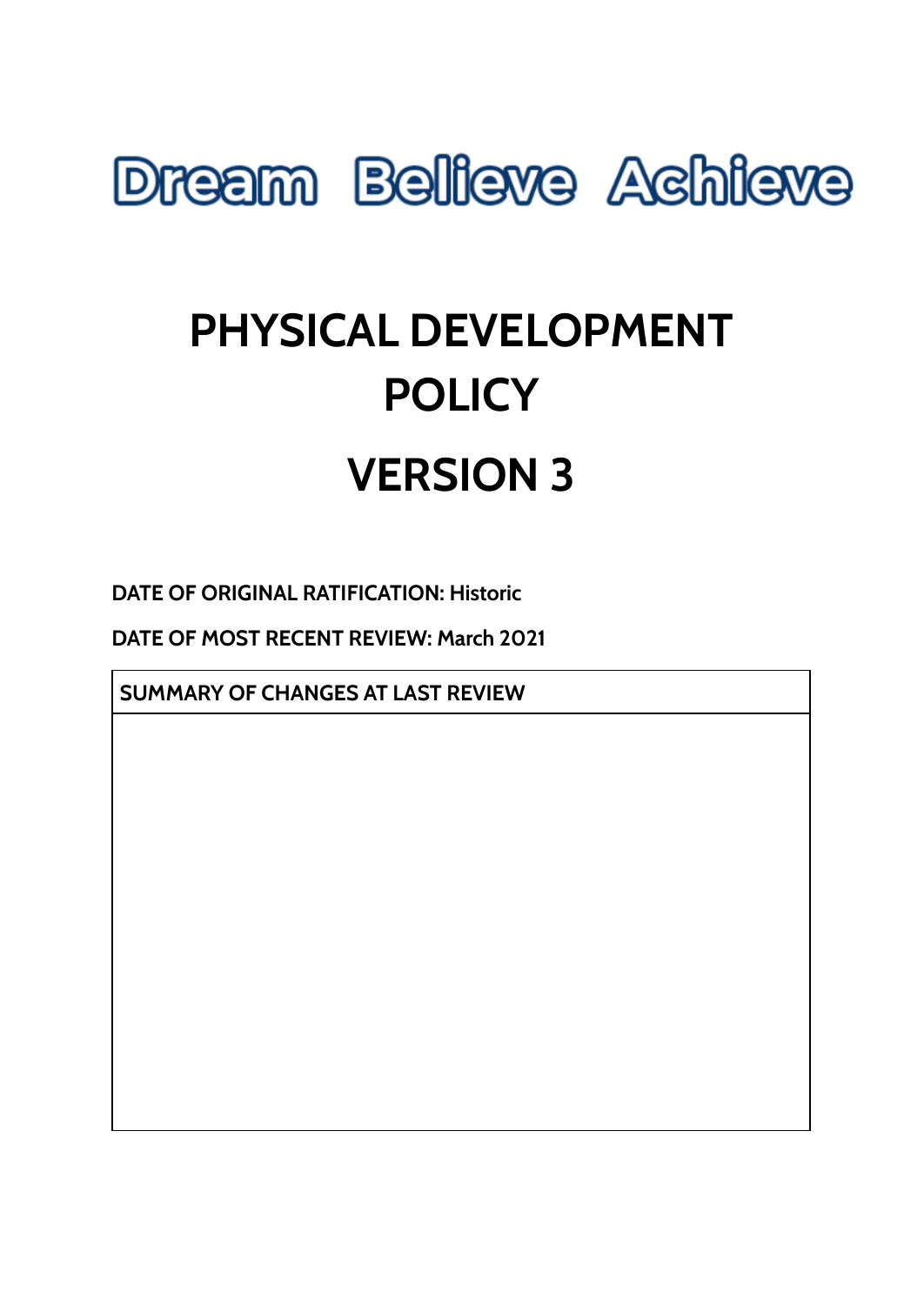Dream Believe Achieve

# PHYSICAL DEVELOPMENT POLICY

# VERSION 3

**DATE OF ORIGINAL RATIFICATION: Historic**

**DATE OF MOST RECENT REVIEW: March 2021**

| SUMMARY OF CHANGES AT LAST REVIEW |
| --- |
| |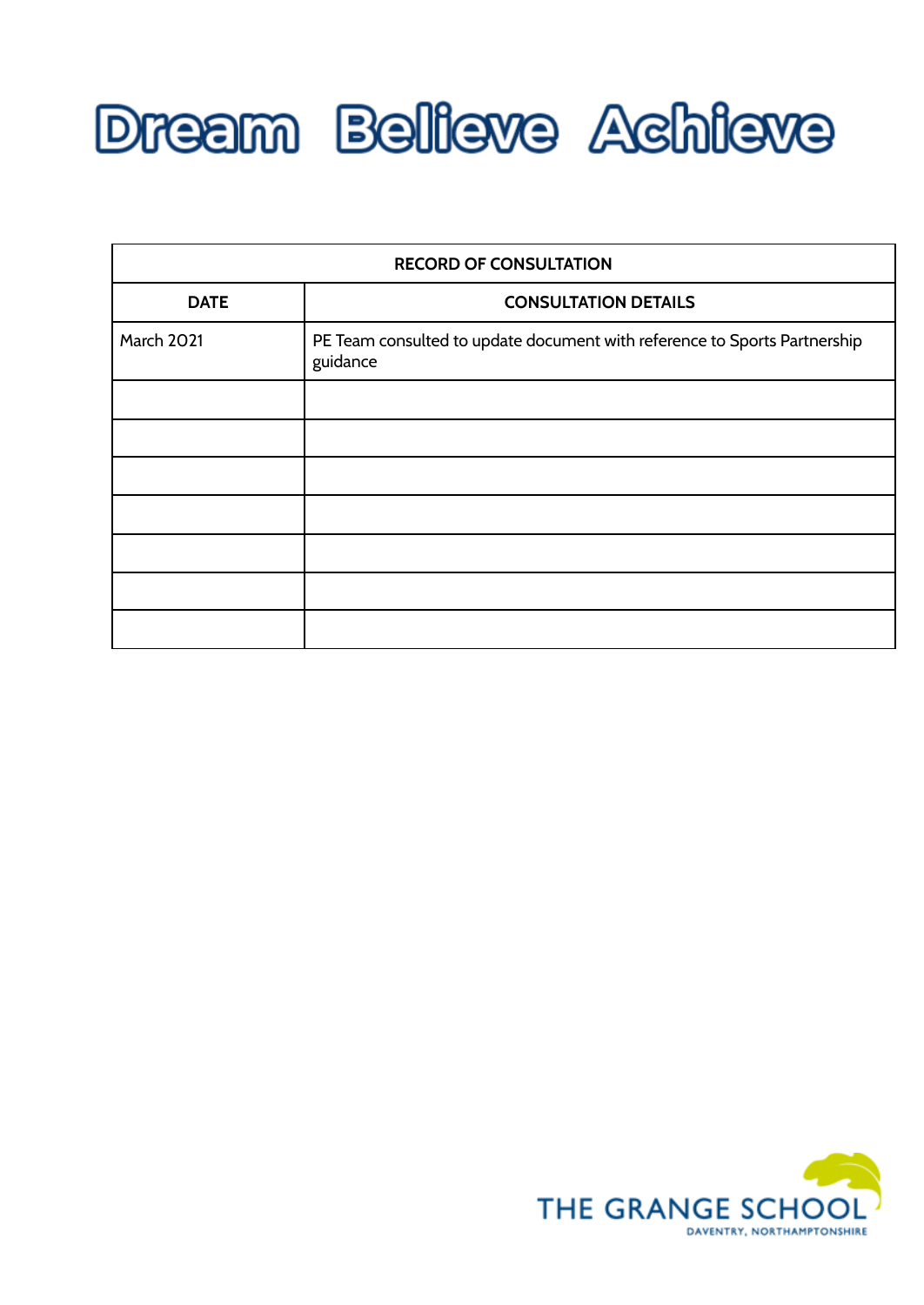# Dream Believe Achieve

| RECORD OF CONSULTATION | |
|---|---|
| **DATE** | **CONSULTATION DETAILS** |
| March 2021 | PE Team consulted to update document with reference to Sports Partnership guidance |
| | |
| | |
| | |
| | |
| | |
| | |
| | |

THE GRANGE SCHOOL
DAVENTRY, NORTHAMPTONSHIRE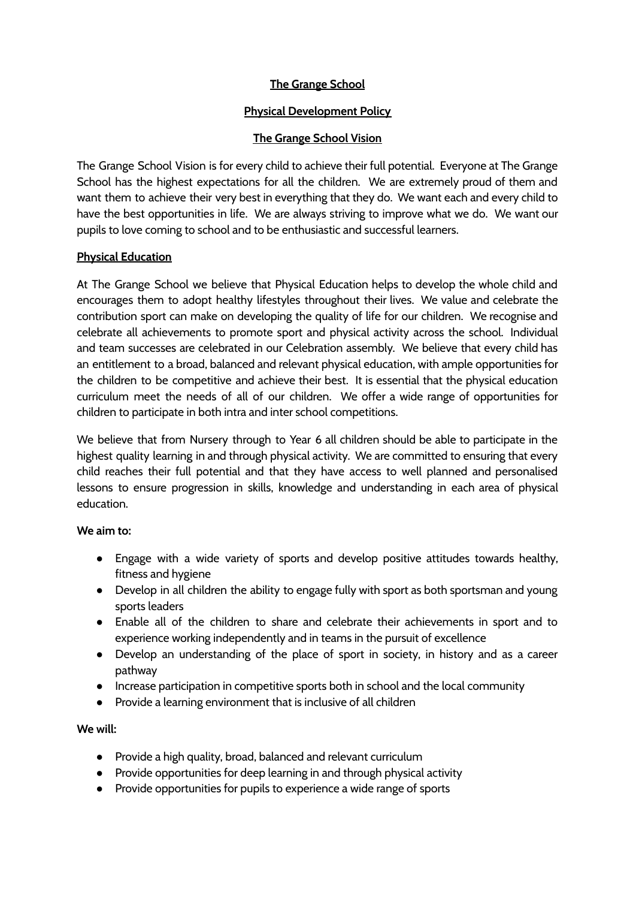**The Grange School**

**Physical Development Policy**

**The Grange School Vision**

The Grange School Vision is for every child to achieve their full potential. Everyone at The Grange School has the highest expectations for all the children. We are extremely proud of them and want them to achieve their very best in everything that they do. We want each and every child to have the best opportunities in life. We are always striving to improve what we do. We want our pupils to love coming to school and to be enthusiastic and successful learners.

**Physical Education**

At The Grange School we believe that Physical Education helps to develop the whole child and encourages them to adopt healthy lifestyles throughout their lives. We value and celebrate the contribution sport can make on developing the quality of life for our children. We recognise and celebrate all achievements to promote sport and physical activity across the school. Individual and team successes are celebrated in our Celebration assembly. We believe that every child has an entitlement to a broad, balanced and relevant physical education, with ample opportunities for the children to be competitive and achieve their best. It is essential that the physical education curriculum meet the needs of all of our children. We offer a wide range of opportunities for children to participate in both intra and inter school competitions.

We believe that from Nursery through to Year 6 all children should be able to participate in the highest quality learning in and through physical activity. We are committed to ensuring that every child reaches their full potential and that they have access to well planned and personalised lessons to ensure progression in skills, knowledge and understanding in each area of physical education.

**We aim to:**

- Engage with a wide variety of sports and develop positive attitudes towards healthy, fitness and hygiene
- Develop in all children the ability to engage fully with sport as both sportsman and young sports leaders
- Enable all of the children to share and celebrate their achievements in sport and to experience working independently and in teams in the pursuit of excellence
- Develop an understanding of the place of sport in society, in history and as a career pathway
- Increase participation in competitive sports both in school and the local community
- Provide a learning environment that is inclusive of all children

**We will:**

- Provide a high quality, broad, balanced and relevant curriculum
- Provide opportunities for deep learning in and through physical activity
- Provide opportunities for pupils to experience a wide range of sports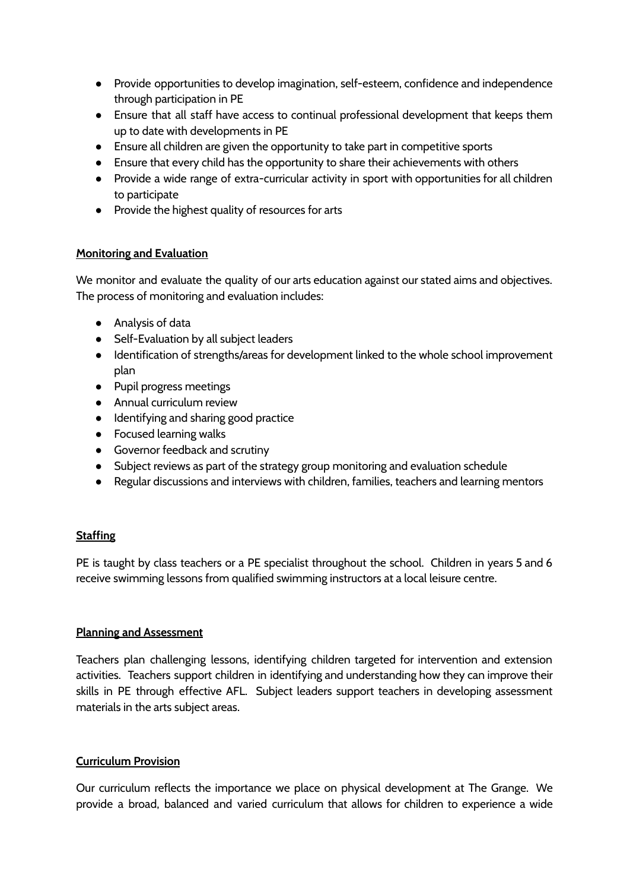- Provide opportunities to develop imagination, self-esteem, confidence and independence through participation in PE
- Ensure that all staff have access to continual professional development that keeps them up to date with developments in PE
- Ensure all children are given the opportunity to take part in competitive sports
- Ensure that every child has the opportunity to share their achievements with others
- Provide a wide range of extra-curricular activity in sport with opportunities for all children to participate
- Provide the highest quality of resources for arts

## Monitoring and Evaluation

We monitor and evaluate the quality of our arts education against our stated aims and objectives. The process of monitoring and evaluation includes:

- Analysis of data
- Self-Evaluation by all subject leaders
- Identification of strengths/areas for development linked to the whole school improvement plan
- Pupil progress meetings
- Annual curriculum review
- Identifying and sharing good practice
- Focused learning walks
- Governor feedback and scrutiny
- Subject reviews as part of the strategy group monitoring and evaluation schedule
- Regular discussions and interviews with children, families, teachers and learning mentors

## Staffing

PE is taught by class teachers or a PE specialist throughout the school. Children in years 5 and 6 receive swimming lessons from qualified swimming instructors at a local leisure centre.

## Planning and Assessment

Teachers plan challenging lessons, identifying children targeted for intervention and extension activities. Teachers support children in identifying and understanding how they can improve their skills in PE through effective AFL. Subject leaders support teachers in developing assessment materials in the arts subject areas.

## Curriculum Provision

Our curriculum reflects the importance we place on physical development at The Grange. We provide a broad, balanced and varied curriculum that allows for children to experience a wide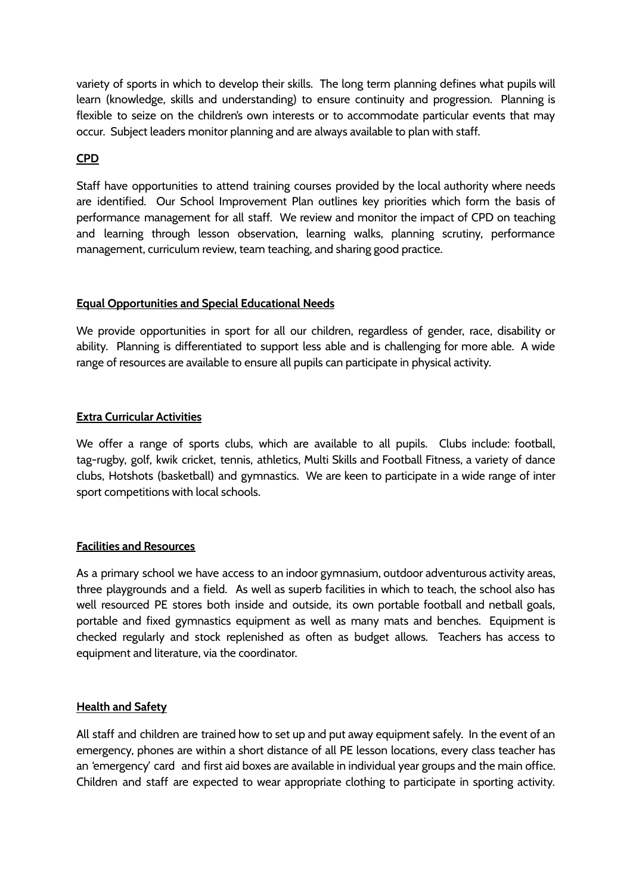variety of sports in which to develop their skills. The long term planning defines what pupils will learn (knowledge, skills and understanding) to ensure continuity and progression. Planning is flexible to seize on the children's own interests or to accommodate particular events that may occur. Subject leaders monitor planning and are always available to plan with staff.

## CPD

Staff have opportunities to attend training courses provided by the local authority where needs are identified. Our School Improvement Plan outlines key priorities which form the basis of performance management for all staff. We review and monitor the impact of CPD on teaching and learning through lesson observation, learning walks, planning scrutiny, performance management, curriculum review, team teaching, and sharing good practice.

## Equal Opportunities and Special Educational Needs

We provide opportunities in sport for all our children, regardless of gender, race, disability or ability. Planning is differentiated to support less able and is challenging for more able. A wide range of resources are available to ensure all pupils can participate in physical activity.

## Extra Curricular Activities

We offer a range of sports clubs, which are available to all pupils. Clubs include: football, tag-rugby, golf, kwik cricket, tennis, athletics, Multi Skills and Football Fitness, a variety of dance clubs, Hotshots (basketball) and gymnastics. We are keen to participate in a wide range of inter sport competitions with local schools.

## Facilities and Resources

As a primary school we have access to an indoor gymnasium, outdoor adventurous activity areas, three playgrounds and a field. As well as superb facilities in which to teach, the school also has well resourced PE stores both inside and outside, its own portable football and netball goals, portable and fixed gymnastics equipment as well as many mats and benches. Equipment is checked regularly and stock replenished as often as budget allows. Teachers has access to equipment and literature, via the coordinator.

## Health and Safety

All staff and children are trained how to set up and put away equipment safely. In the event of an emergency, phones are within a short distance of all PE lesson locations, every class teacher has an 'emergency' card and first aid boxes are available in individual year groups and the main office. Children and staff are expected to wear appropriate clothing to participate in sporting activity.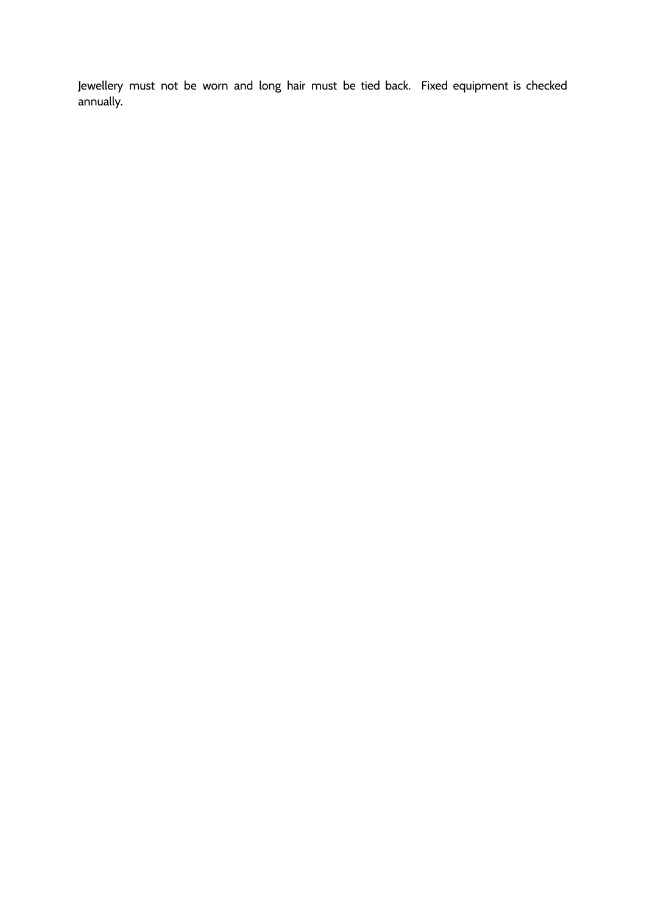Jewellery must not be worn and long hair must be tied back.  Fixed equipment is checked annually.